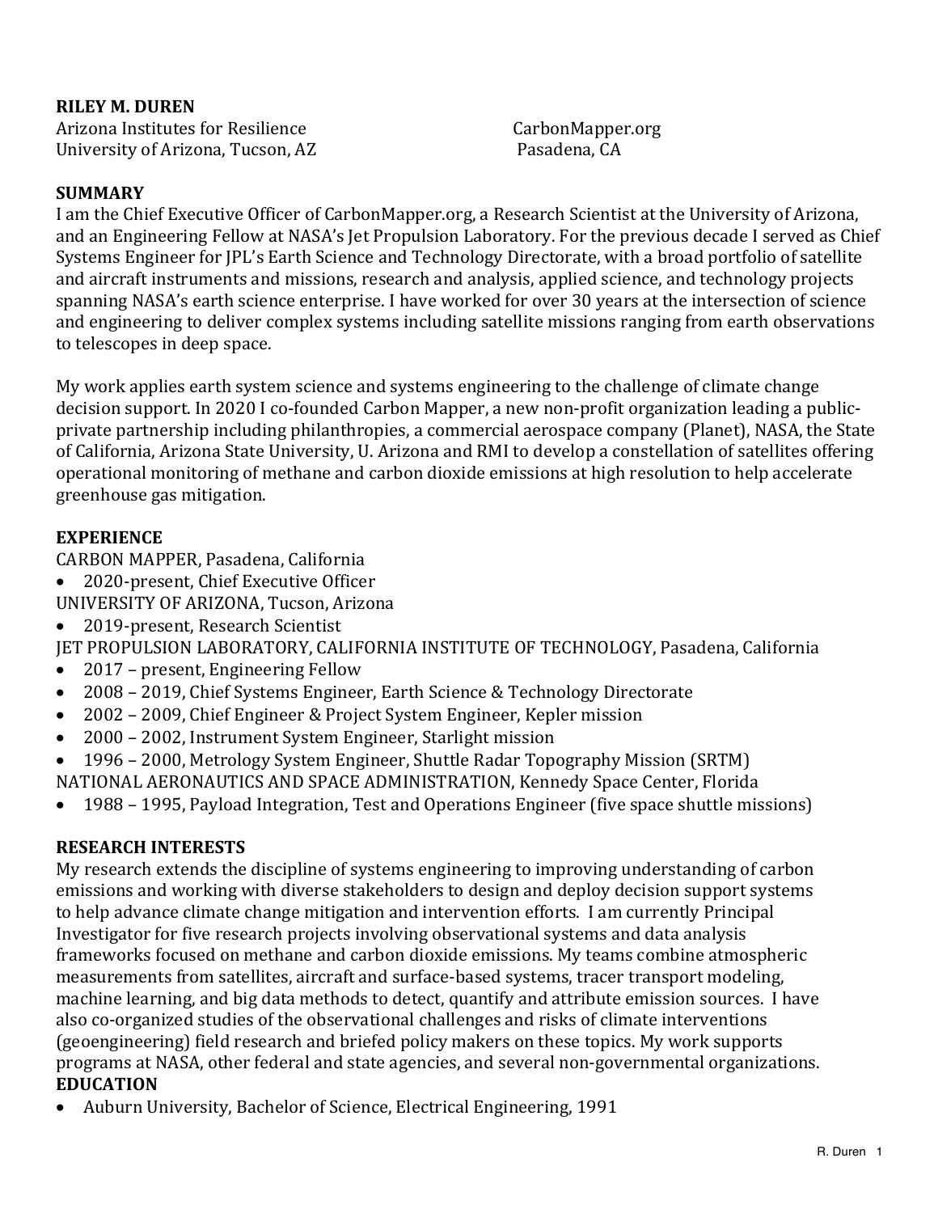**RILEY M. DUREN**

Arizona Institutes for Resilience
University of Arizona, Tucson, AZ

CarbonMapper.org
Pasadena, CA

## SUMMARY

I am the Chief Executive Officer of CarbonMapper.org, a Research Scientist at the University of Arizona, and an Engineering Fellow at NASA's Jet Propulsion Laboratory. For the previous decade I served as Chief Systems Engineer for JPL's Earth Science and Technology Directorate, with a broad portfolio of satellite and aircraft instruments and missions, research and analysis, applied science, and technology projects spanning NASA's earth science enterprise. I have worked for over 30 years at the intersection of science and engineering to deliver complex systems including satellite missions ranging from earth observations to telescopes in deep space.

My work applies earth system science and systems engineering to the challenge of climate change decision support. In 2020 I co-founded Carbon Mapper, a new non-profit organization leading a public-private partnership including philanthropies, a commercial aerospace company (Planet), NASA, the State of California, Arizona State University, U. Arizona and RMI to develop a constellation of satellites offering operational monitoring of methane and carbon dioxide emissions at high resolution to help accelerate greenhouse gas mitigation.

## EXPERIENCE

CARBON MAPPER, Pasadena, California

- 2020-present, Chief Executive Officer

UNIVERSITY OF ARIZONA, Tucson, Arizona

- 2019-present, Research Scientist

JET PROPULSION LABORATORY, CALIFORNIA INSTITUTE OF TECHNOLOGY, Pasadena, California

- 2017 – present, Engineering Fellow
- 2008 – 2019, Chief Systems Engineer, Earth Science & Technology Directorate
- 2002 – 2009, Chief Engineer & Project System Engineer, Kepler mission
- 2000 – 2002, Instrument System Engineer, Starlight mission
- 1996 – 2000, Metrology System Engineer, Shuttle Radar Topography Mission (SRTM)

NATIONAL AERONAUTICS AND SPACE ADMINISTRATION, Kennedy Space Center, Florida

- 1988 – 1995, Payload Integration, Test and Operations Engineer (five space shuttle missions)

## RESEARCH INTERESTS

My research extends the discipline of systems engineering to improving understanding of carbon emissions and working with diverse stakeholders to design and deploy decision support systems to help advance climate change mitigation and intervention efforts. I am currently Principal Investigator for five research projects involving observational systems and data analysis frameworks focused on methane and carbon dioxide emissions. My teams combine atmospheric measurements from satellites, aircraft and surface-based systems, tracer transport modeling, machine learning, and big data methods to detect, quantify and attribute emission sources. I have also co-organized studies of the observational challenges and risks of climate interventions (geoengineering) field research and briefed policy makers on these topics. My work supports programs at NASA, other federal and state agencies, and several non-governmental organizations.

## EDUCATION

- Auburn University, Bachelor of Science, Electrical Engineering, 1991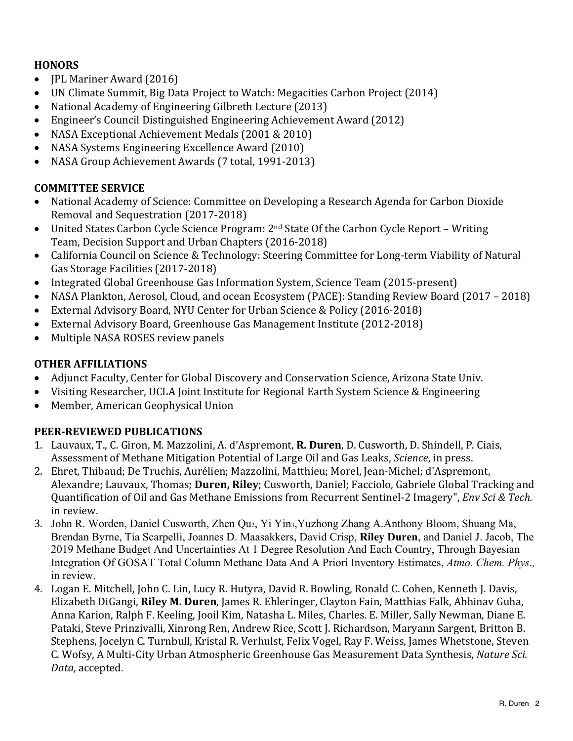## HONORS

- JPL Mariner Award (2016)
- UN Climate Summit, Big Data Project to Watch: Megacities Carbon Project (2014)
- National Academy of Engineering Gilbreth Lecture (2013)
- Engineer's Council Distinguished Engineering Achievement Award (2012)
- NASA Exceptional Achievement Medals (2001 & 2010)
- NASA Systems Engineering Excellence Award (2010)
- NASA Group Achievement Awards (7 total, 1991-2013)

## COMMITTEE SERVICE

- National Academy of Science: Committee on Developing a Research Agenda for Carbon Dioxide Removal and Sequestration (2017-2018)
- United States Carbon Cycle Science Program: 2nd State Of the Carbon Cycle Report – Writing Team, Decision Support and Urban Chapters (2016-2018)
- California Council on Science & Technology: Steering Committee for Long-term Viability of Natural Gas Storage Facilities (2017-2018)
- Integrated Global Greenhouse Gas Information System, Science Team (2015-present)
- NASA Plankton, Aerosol, Cloud, and ocean Ecosystem (PACE): Standing Review Board (2017 – 2018)
- External Advisory Board, NYU Center for Urban Science & Policy (2016-2018)
- External Advisory Board, Greenhouse Gas Management Institute (2012-2018)
- Multiple NASA ROSES review panels

## OTHER AFFILIATIONS

- Adjunct Faculty, Center for Global Discovery and Conservation Science, Arizona State Univ.
- Visiting Researcher, UCLA Joint Institute for Regional Earth System Science & Engineering
- Member, American Geophysical Union

## PEER-REVIEWED PUBLICATIONS

1. Lauvaux, T., C. Giron, M. Mazzolini, A. d'Aspremont, **R. Duren**, D. Cusworth, D. Shindell, P. Ciais, Assessment of Methane Mitigation Potential of Large Oil and Gas Leaks, *Science*, in press.
2. Ehret, Thibaud; De Truchis, Aurélien; Mazzolini, Matthieu; Morel, Jean-Michel; d'Aspremont, Alexandre; Lauvaux, Thomas; **Duren, Riley**; Cusworth, Daniel; Facciolo, Gabriele Global Tracking and Quantification of Oil and Gas Methane Emissions from Recurrent Sentinel-2 Imagery", *Env Sci & Tech.* in review.
3. John R. Worden, Daniel Cusworth, Zhen Qu[2], Yi Yin[3],Yuzhong Zhang A.Anthony Bloom, Shuang Ma, Brendan Byrne, Tia Scarpelli, Joannes D. Maasakkers, David Crisp, **Riley Duren**, and Daniel J. Jacob, The 2019 Methane Budget And Uncertainties At 1 Degree Resolution And Each Country, Through Bayesian Integration Of GOSAT Total Column Methane Data And A Priori Inventory Estimates, *Atmo. Chem. Phys.*, in review.
4. Logan E. Mitchell, John C. Lin, Lucy R. Hutyra, David R. Bowling, Ronald C. Cohen, Kenneth J. Davis, Elizabeth DiGangi, **Riley M. Duren**, James R. Ehleringer, Clayton Fain, Matthias Falk, Abhinav Guha, Anna Karion, Ralph F. Keeling, Jooil Kim, Natasha L. Miles, Charles. E. Miller, Sally Newman, Diane E. Pataki, Steve Prinzivalli, Xinrong Ren, Andrew Rice, Scott J. Richardson, Maryann Sargent, Britton B. Stephens, Jocelyn C. Turnbull, Kristal R. Verhulst, Felix Vogel, Ray F. Weiss, James Whetstone, Steven C. Wofsy, A Multi-City Urban Atmospheric Greenhouse Gas Measurement Data Synthesis, *Nature Sci. Data*, accepted.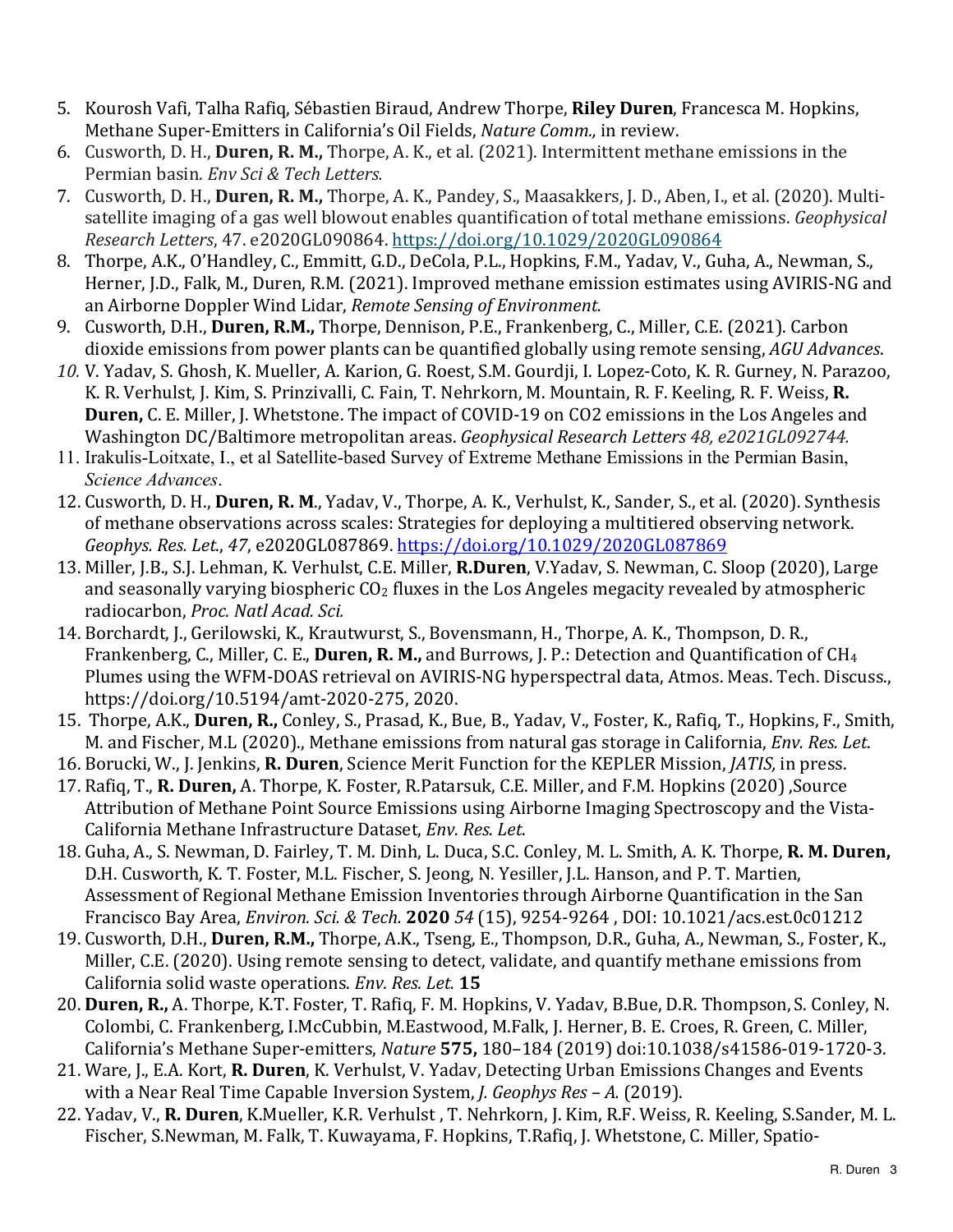5. Kourosh Vafi, Talha Rafiq, Sébastien Biraud, Andrew Thorpe, **Riley Duren**, Francesca M. Hopkins, Methane Super-Emitters in California's Oil Fields, *Nature Comm.,* in review.
6. Cusworth, D. H., **Duren, R. M.,** Thorpe, A. K., et al. (2021). Intermittent methane emissions in the Permian basin. *Env Sci & Tech Letters.*
7. Cusworth, D. H., **Duren, R. M.,** Thorpe, A. K., Pandey, S., Maasakkers, J. D., Aben, I., et al. (2020). Multi-satellite imaging of a gas well blowout enables quantification of total methane emissions. *Geophysical Research Letters*, 47. e2020GL090864. https://doi.org/10.1029/2020GL090864
8. Thorpe, A.K., O'Handley, C., Emmitt, G.D., DeCola, P.L., Hopkins, F.M., Yadav, V., Guha, A., Newman, S., Herner, J.D., Falk, M., Duren, R.M. (2021). Improved methane emission estimates using AVIRIS-NG and an Airborne Doppler Wind Lidar, *Remote Sensing of Environment.*
9. Cusworth, D.H., **Duren, R.M.,** Thorpe, Dennison, P.E., Frankenberg, C., Miller, C.E. (2021). Carbon dioxide emissions from power plants can be quantified globally using remote sensing, *AGU Advances*.
10. V. Yadav, S. Ghosh, K. Mueller, A. Karion, G. Roest, S.M. Gourdji, I. Lopez-Coto, K. R. Gurney, N. Parazoo, K. R. Verhulst, J. Kim, S. Prinzivalli, C. Fain, T. Nehrkorn, M. Mountain, R. F. Keeling, R. F. Weiss, **R. Duren,** C. E. Miller, J. Whetstone. The impact of COVID-19 on CO2 emissions in the Los Angeles and Washington DC/Baltimore metropolitan areas. *Geophysical Research Letters 48, e2021GL092744.*
11. Irakulis-Loitxate, I., et al Satellite-based Survey of Extreme Methane Emissions in the Permian Basin, *Science Advances*.
12. Cusworth, D. H., **Duren, R. M**., Yadav, V., Thorpe, A. K., Verhulst, K., Sander, S., et al. (2020). Synthesis of methane observations across scales: Strategies for deploying a multitiered observing network. *Geophys. Res. Let.*, *47*, e2020GL087869. https://doi.org/10.1029/2020GL087869
13. Miller, J.B., S.J. Lehman, K. Verhulst, C.E. Miller, **R.Duren**, V.Yadav, S. Newman, C. Sloop (2020), Large and seasonally varying biospheric $CO_2$ fluxes in the Los Angeles megacity revealed by atmospheric radiocarbon, *Proc. Natl Acad. Sci.*
14. Borchardt, J., Gerilowski, K., Krautwurst, S., Bovensmann, H., Thorpe, A. K., Thompson, D. R., Frankenberg, C., Miller, C. E., **Duren, R. M.,** and Burrows, J. P.: Detection and Quantification of $CH_4$ Plumes using the WFM-DOAS retrieval on AVIRIS-NG hyperspectral data, Atmos. Meas. Tech. Discuss., https://doi.org/10.5194/amt-2020-275, 2020.
15. Thorpe, A.K., **Duren, R.,** Conley, S., Prasad, K., Bue, B., Yadav, V., Foster, K., Rafiq, T., Hopkins, F., Smith, M. and Fischer, M.L (2020)., Methane emissions from natural gas storage in California, *Env. Res. Let*.
16. Borucki, W., J. Jenkins, **R. Duren**, Science Merit Function for the KEPLER Mission, *JATIS,* in press.
17. Rafiq, T., **R. Duren,** A. Thorpe, K. Foster, R.Patarsuk, C.E. Miller, and F.M. Hopkins (2020) ,Source Attribution of Methane Point Source Emissions using Airborne Imaging Spectroscopy and the Vista-California Methane Infrastructure Dataset, *Env. Res. Let*.
18. Guha, A., S. Newman, D. Fairley, T. M. Dinh, L. Duca, S.C. Conley, M. L. Smith, A. K. Thorpe, **R. M. Duren,** D.H. Cusworth, K. T. Foster, M.L. Fischer, S. Jeong, N. Yesiller, J.L. Hanson, and P. T. Martien, Assessment of Regional Methane Emission Inventories through Airborne Quantification in the San Francisco Bay Area, *Environ. Sci. & Tech.* **2020** *54* (15), 9254-9264 , DOI: 10.1021/acs.est.0c01212
19. Cusworth, D.H., **Duren, R.M.,** Thorpe, A.K., Tseng, E., Thompson, D.R., Guha, A., Newman, S., Foster, K., Miller, C.E. (2020). Using remote sensing to detect, validate, and quantify methane emissions from California solid waste operations. *Env. Res. Let.* **15**
20. **Duren, R.,** A. Thorpe, K.T. Foster, T. Rafiq, F. M. Hopkins, V. Yadav, B.Bue, D.R. Thompson, S. Conley, N. Colombi, C. Frankenberg, I.McCubbin, M.Eastwood, M.Falk, J. Herner, B. E. Croes, R. Green, C. Miller, California's Methane Super-emitters, *Nature* **575,** 180–184 (2019) doi:10.1038/s41586-019-1720-3.
21. Ware, J., E.A. Kort, **R. Duren**, K. Verhulst, V. Yadav, Detecting Urban Emissions Changes and Events with a Near Real Time Capable Inversion System, *J. Geophys Res – A.* (2019).
22. Yadav, V., **R. Duren**, K.Mueller, K.R. Verhulst , T. Nehrkorn, J. Kim, R.F. Weiss, R. Keeling, S.Sander, M. L. Fischer, S.Newman, M. Falk, T. Kuwayama, F. Hopkins, T.Rafiq, J. Whetstone, C. Miller, Spatio-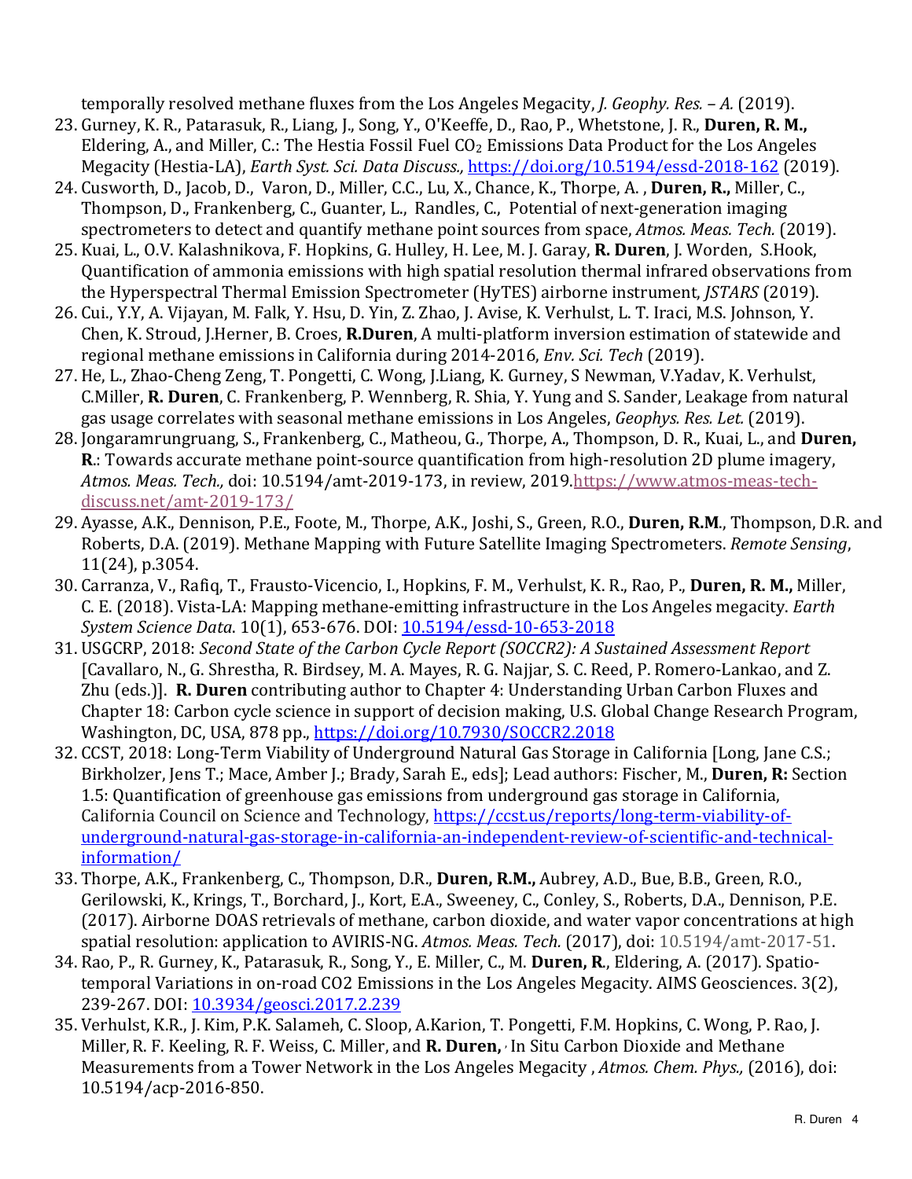temporally resolved methane fluxes from the Los Angeles Megacity, *J. Geophy. Res. – A.* (2019).

23. Gurney, K. R., Patarasuk, R., Liang, J., Song, Y., O'Keeffe, D., Rao, P., Whetstone, J. R., **Duren, R. M.,** Eldering, A., and Miller, C.: The Hestia Fossil Fuel $CO_2$ Emissions Data Product for the Los Angeles Megacity (Hestia-LA), *Earth Syst. Sci. Data Discuss.,* https://doi.org/10.5194/essd-2018-162 (2019).
24. Cusworth, D., Jacob, D., Varon, D., Miller, C.C., Lu, X., Chance, K., Thorpe, A. , **Duren, R.,** Miller, C., Thompson, D., Frankenberg, C., Guanter, L., Randles, C., Potential of next-generation imaging spectrometers to detect and quantify methane point sources from space, *Atmos. Meas. Tech.* (2019).
25. Kuai, L., O.V. Kalashnikova, F. Hopkins, G. Hulley, H. Lee, M. J. Garay, **R. Duren**, J. Worden, S.Hook, Quantification of ammonia emissions with high spatial resolution thermal infrared observations from the Hyperspectral Thermal Emission Spectrometer (HyTES) airborne instrument, *JSTARS* (2019).
26. Cui., Y.Y, A. Vijayan, M. Falk, Y. Hsu, D. Yin, Z. Zhao, J. Avise, K. Verhulst, L. T. Iraci, M.S. Johnson, Y. Chen, K. Stroud, J.Herner, B. Croes, **R.Duren**, A multi-platform inversion estimation of statewide and regional methane emissions in California during 2014-2016, *Env. Sci. Tech* (2019).
27. He, L., Zhao-Cheng Zeng, T. Pongetti, C. Wong, J.Liang, K. Gurney, S Newman, V.Yadav, K. Verhulst, C.Miller, **R. Duren**, C. Frankenberg, P. Wennberg, R. Shia, Y. Yung and S. Sander, Leakage from natural gas usage correlates with seasonal methane emissions in Los Angeles, *Geophys. Res. Let.* (2019).
28. Jongaramrungruang, S., Frankenberg, C., Matheou, G., Thorpe, A., Thompson, D. R., Kuai, L., and **Duren, R**.: Towards accurate methane point-source quantification from high-resolution 2D plume imagery, *Atmos. Meas. Tech.,* doi: 10.5194/amt-2019-173, in review, 2019.https://www.atmos-meas-tech-discuss.net/amt-2019-173/
29. Ayasse, A.K., Dennison, P.E., Foote, M., Thorpe, A.K., Joshi, S., Green, R.O., **Duren, R.M**., Thompson, D.R. and Roberts, D.A. (2019). Methane Mapping with Future Satellite Imaging Spectrometers. *Remote Sensing*, 11(24), p.3054.
30. Carranza, V., Rafiq, T., Frausto-Vicencio, I., Hopkins, F. M., Verhulst, K. R., Rao, P., **Duren, R. M.,** Miller, C. E. (2018). Vista-LA: Mapping methane-emitting infrastructure in the Los Angeles megacity. *Earth System Science Data*. 10(1), 653-676. DOI: 10.5194/essd-10-653-2018
31. USGCRP, 2018: *Second State of the Carbon Cycle Report (SOCCR2): A Sustained Assessment Report* [Cavallaro, N., G. Shrestha, R. Birdsey, M. A. Mayes, R. G. Najjar, S. C. Reed, P. Romero-Lankao, and Z. Zhu (eds.)]. **R. Duren** contributing author to Chapter 4: Understanding Urban Carbon Fluxes and Chapter 18: Carbon cycle science in support of decision making, U.S. Global Change Research Program, Washington, DC, USA, 878 pp., https://doi.org/10.7930/SOCCR2.2018
32. CCST, 2018: Long-Term Viability of Underground Natural Gas Storage in California [Long, Jane C.S.; Birkholzer, Jens T.; Mace, Amber J.; Brady, Sarah E., eds]; Lead authors: Fischer, M., **Duren, R:** Section 1.5: Quantification of greenhouse gas emissions from underground gas storage in California, California Council on Science and Technology, https://ccst.us/reports/long-term-viability-of-underground-natural-gas-storage-in-california-an-independent-review-of-scientific-and-technical-information/
33. Thorpe, A.K., Frankenberg, C., Thompson, D.R., **Duren, R.M.,** Aubrey, A.D., Bue, B.B., Green, R.O., Gerilowski, K., Krings, T., Borchard, J., Kort, E.A., Sweeney, C., Conley, S., Roberts, D.A., Dennison, P.E. (2017). Airborne DOAS retrievals of methane, carbon dioxide, and water vapor concentrations at high spatial resolution: application to AVIRIS-NG. *Atmos. Meas. Tech.* (2017), doi: 10.5194/amt-2017-51.
34. Rao, P., R. Gurney, K., Patarasuk, R., Song, Y., E. Miller, C., M. **Duren, R**., Eldering, A. (2017). Spatio-temporal Variations in on-road CO2 Emissions in the Los Angeles Megacity. AIMS Geosciences. 3(2), 239-267. DOI: 10.3934/geosci.2017.2.239
35. Verhulst, K.R., J. Kim, P.K. Salameh, C. Sloop, A.Karion, T. Pongetti, F.M. Hopkins, C. Wong, P. Rao, J. Miller, R. F. Keeling, R. F. Weiss, C. Miller, and **R. Duren,** In Situ Carbon Dioxide and Methane Measurements from a Tower Network in the Los Angeles Megacity , *Atmos. Chem. Phys.,* (2016), doi: 10.5194/acp-2016-850.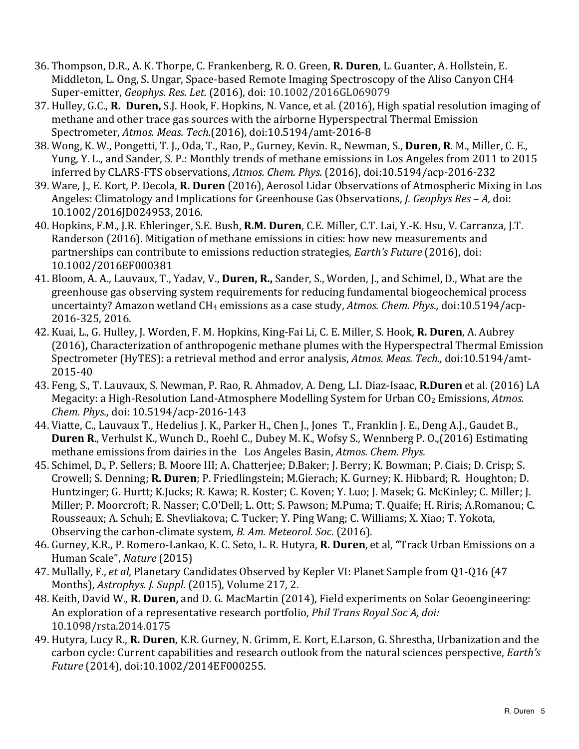36. Thompson, D.R., A. K. Thorpe, C. Frankenberg, R. O. Green, **R. Duren**, L. Guanter, A. Hollstein, E. Middleton, L. Ong, S. Ungar, Space-based Remote Imaging Spectroscopy of the Aliso Canyon CH4 Super-emitter, *Geophys. Res. Let.* (2016), doi: 10.1002/2016GL069079
37. Hulley, G.C., **R. Duren,** S.J. Hook, F. Hopkins, N. Vance, et al. (2016), High spatial resolution imaging of methane and other trace gas sources with the airborne Hyperspectral Thermal Emission Spectrometer, *Atmos. Meas. Tech.*(2016), doi:10.5194/amt-2016-8
38. Wong, K. W., Pongetti, T. J., Oda, T., Rao, P., Gurney, Kevin. R., Newman, S., **Duren, R**. M., Miller, C. E., Yung, Y. L., and Sander, S. P.: Monthly trends of methane emissions in Los Angeles from 2011 to 2015 inferred by CLARS-FTS observations, *Atmos. Chem. Phys.* (2016), doi:10.5194/acp-2016-232
39. Ware, J., E. Kort, P. Decola, **R. Duren** (2016), Aerosol Lidar Observations of Atmospheric Mixing in Los Angeles: Climatology and Implications for Greenhouse Gas Observations, *J. Geophys Res – A,* doi: 10.1002/2016JD024953, 2016.
40. Hopkins, F.M., J.R. Ehleringer, S.E. Bush, **R.M. Duren**, C.E. Miller, C.T. Lai, Y.-K. Hsu, V. Carranza, J.T. Randerson (2016). Mitigation of methane emissions in cities: how new measurements and partnerships can contribute to emissions reduction strategies, *Earth's Future* (2016), doi: 10.1002/2016EF000381
41. Bloom, A. A., Lauvaux, T., Yadav, V., **Duren, R.,** Sander, S., Worden, J., and Schimel, D., What are the greenhouse gas observing system requirements for reducing fundamental biogeochemical process uncertainty? Amazon wetland $CH_4$ emissions as a case study, *Atmos. Chem. Phys.,* doi:10.5194/acp-2016-325, 2016.
42. Kuai, L., G. Hulley, J. Worden, F. M. Hopkins, King-Fai Li, C. E. Miller, S. Hook, **R. Duren**, A. Aubrey (2016)**,** Characterization of anthropogenic methane plumes with the Hyperspectral Thermal Emission Spectrometer (HyTES): a retrieval method and error analysis, *Atmos. Meas. Tech.,* doi:10.5194/amt-2015-40
43. Feng, S., T. Lauvaux, S. Newman, P. Rao, R. Ahmadov, A. Deng, L.I. Diaz-Isaac, **R.Duren** et al. (2016) LA Megacity: a High-Resolution Land-Atmosphere Modelling System for Urban $CO_2$ Emissions, *Atmos. Chem. Phys.,* doi: 10.5194/acp-2016-143
44. Viatte, C., Lauvaux T., Hedelius J. K., Parker H., Chen J., Jones T., Franklin J. E., Deng A.J., Gaudet B., **Duren R**., Verhulst K., Wunch D., Roehl C., Dubey M. K., Wofsy S., Wennberg P. O.,(2016) Estimating methane emissions from dairies in the Los Angeles Basin, *Atmos. Chem. Phys.*
45. Schimel, D., P. Sellers; B. Moore III; A. Chatterjee; D.Baker; J. Berry; K. Bowman; P. Ciais; D. Crisp; S. Crowell; S. Denning; **R. Duren**; P. Friedlingstein; M.Gierach; K. Gurney; K. Hibbard; R. Houghton; D. Huntzinger; G. Hurtt; K.Jucks; R. Kawa; R. Koster; C. Koven; Y. Luo; J. Masek; G. McKinley; C. Miller; J. Miller; P. Moorcroft; R. Nasser; C.O'Dell; L. Ott; S. Pawson; M.Puma; T. Quaife; H. Riris; A.Romanou; C. Rousseaux; A. Schuh; E. Shevliakova; C. Tucker; Y. Ping Wang; C. Williams; X. Xiao; T. Yokota, Observing the carbon-climate system, *B. Am. Meteorol. Soc.* (2016).
46. Gurney, K.R., P. Romero-Lankao, K. C. Seto, L. R. Hutyra, **R. Duren**, et al, **"**Track Urban Emissions on a Human Scale", *Nature* (2015)
47. Mullally, F., *et al*, Planetary Candidates Observed by Kepler VI: Planet Sample from Q1-Q16 (47 Months), *Astrophys. J. Suppl*. (2015), Volume 217, 2.
48. Keith, David W., **R. Duren,** and D. G. MacMartin (2014), Field experiments on Solar Geoengineering: An exploration of a representative research portfolio, *Phil Trans Royal Soc A, doi:* 10.1098/rsta.2014.0175
49. Hutyra, Lucy R., **R. Duren**, K.R. Gurney, N. Grimm, E. Kort, E.Larson, G. Shrestha, Urbanization and the carbon cycle: Current capabilities and research outlook from the natural sciences perspective, *Earth's Future* (2014), doi:10.1002/2014EF000255.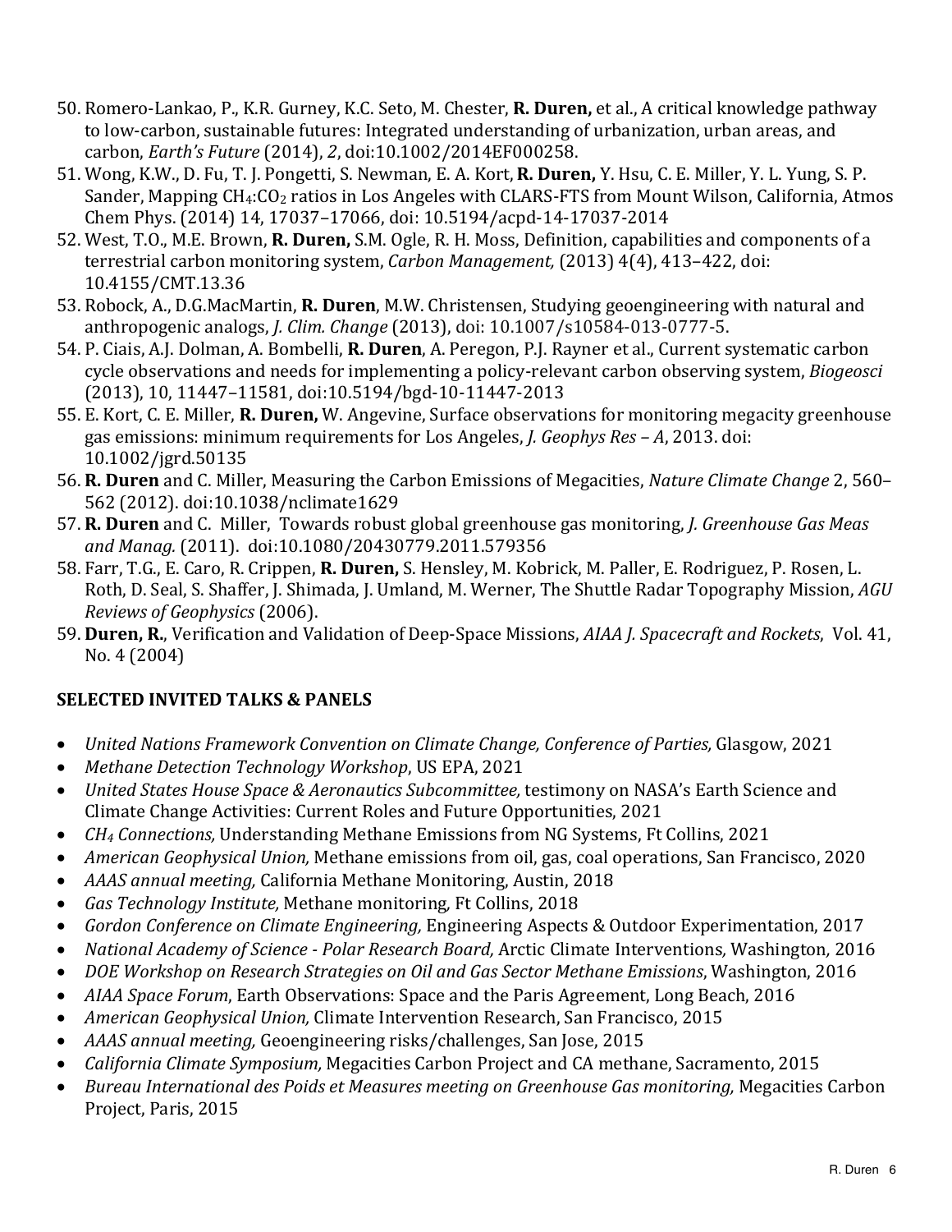50. Romero-Lankao, P., K.R. Gurney, K.C. Seto, M. Chester, **R. Duren,** et al., A critical knowledge pathway to low-carbon, sustainable futures: Integrated understanding of urbanization, urban areas, and carbon, *Earth's Future* (2014), *2*, doi:10.1002/2014EF000258.
51. Wong, K.W., D. Fu, T. J. Pongetti, S. Newman, E. A. Kort, **R. Duren,** Y. Hsu, C. E. Miller, Y. L. Yung, S. P. Sander, Mapping $CH_4$:$CO_2$ ratios in Los Angeles with CLARS-FTS from Mount Wilson, California, Atmos Chem Phys. (2014) 14, 17037–17066, doi: 10.5194/acpd-14-17037-2014
52. West, T.O., M.E. Brown, **R. Duren,** S.M. Ogle, R. H. Moss, Definition, capabilities and components of a terrestrial carbon monitoring system, *Carbon Management,* (2013) 4(4), 413–422, doi: 10.4155/CMT.13.36
53. Robock, A., D.G.MacMartin, **R. Duren**, M.W. Christensen, Studying geoengineering with natural and anthropogenic analogs, *J. Clim. Change* (2013), doi: 10.1007/s10584-013-0777-5.
54. P. Ciais, A.J. Dolman, A. Bombelli, **R. Duren**, A. Peregon, P.J. Rayner et al., Current systematic carbon cycle observations and needs for implementing a policy-relevant carbon observing system, *Biogeosci* (2013), 10, 11447–11581, doi:10.5194/bgd-10-11447-2013
55. E. Kort, C. E. Miller, **R. Duren,** W. Angevine, Surface observations for monitoring megacity greenhouse gas emissions: minimum requirements for Los Angeles, *J. Geophys Res – A*, 2013. doi: 10.1002/jgrd.50135
56. **R. Duren** and C. Miller, Measuring the Carbon Emissions of Megacities, *Nature Climate Change* 2, 560–562 (2012). doi:10.1038/nclimate1629
57. **R. Duren** and C. Miller, Towards robust global greenhouse gas monitoring, *J. Greenhouse Gas Meas and Manag.* (2011). doi:10.1080/20430779.2011.579356
58. Farr, T.G., E. Caro, R. Crippen, **R. Duren,** S. Hensley, M. Kobrick, M. Paller, E. Rodriguez, P. Rosen, L. Roth, D. Seal, S. Shaffer, J. Shimada, J. Umland, M. Werner, The Shuttle Radar Topography Mission, *AGU Reviews of Geophysics* (2006).
59. **Duren, R.**, Verification and Validation of Deep-Space Missions, *AIAA J. Spacecraft and Rockets*, Vol. 41, No. 4 (2004)

## SELECTED INVITED TALKS & PANELS

- *United Nations Framework Convention on Climate Change, Conference of Parties,* Glasgow, 2021
- *Methane Detection Technology Workshop*, US EPA, 2021
- *United States House Space & Aeronautics Subcommittee,* testimony on NASA's Earth Science and Climate Change Activities: Current Roles and Future Opportunities, 2021
- *$CH_4$ Connections,* Understanding Methane Emissions from NG Systems, Ft Collins, 2021
- *American Geophysical Union,* Methane emissions from oil, gas, coal operations, San Francisco, 2020
- *AAAS annual meeting,* California Methane Monitoring, Austin, 2018
- *Gas Technology Institute,* Methane monitoring, Ft Collins, 2018
- *Gordon Conference on Climate Engineering,* Engineering Aspects & Outdoor Experimentation, 2017
- *National Academy of Science - Polar Research Board,* Arctic Climate Interventions, Washington, 2016
- *DOE Workshop on Research Strategies on Oil and Gas Sector Methane Emissions*, Washington, 2016
- *AIAA Space Forum*, Earth Observations: Space and the Paris Agreement, Long Beach, 2016
- *American Geophysical Union,* Climate Intervention Research, San Francisco, 2015
- *AAAS annual meeting,* Geoengineering risks/challenges, San Jose, 2015
- *California Climate Symposium,* Megacities Carbon Project and CA methane, Sacramento, 2015
- *Bureau International des Poids et Measures meeting on Greenhouse Gas monitoring,* Megacities Carbon Project, Paris, 2015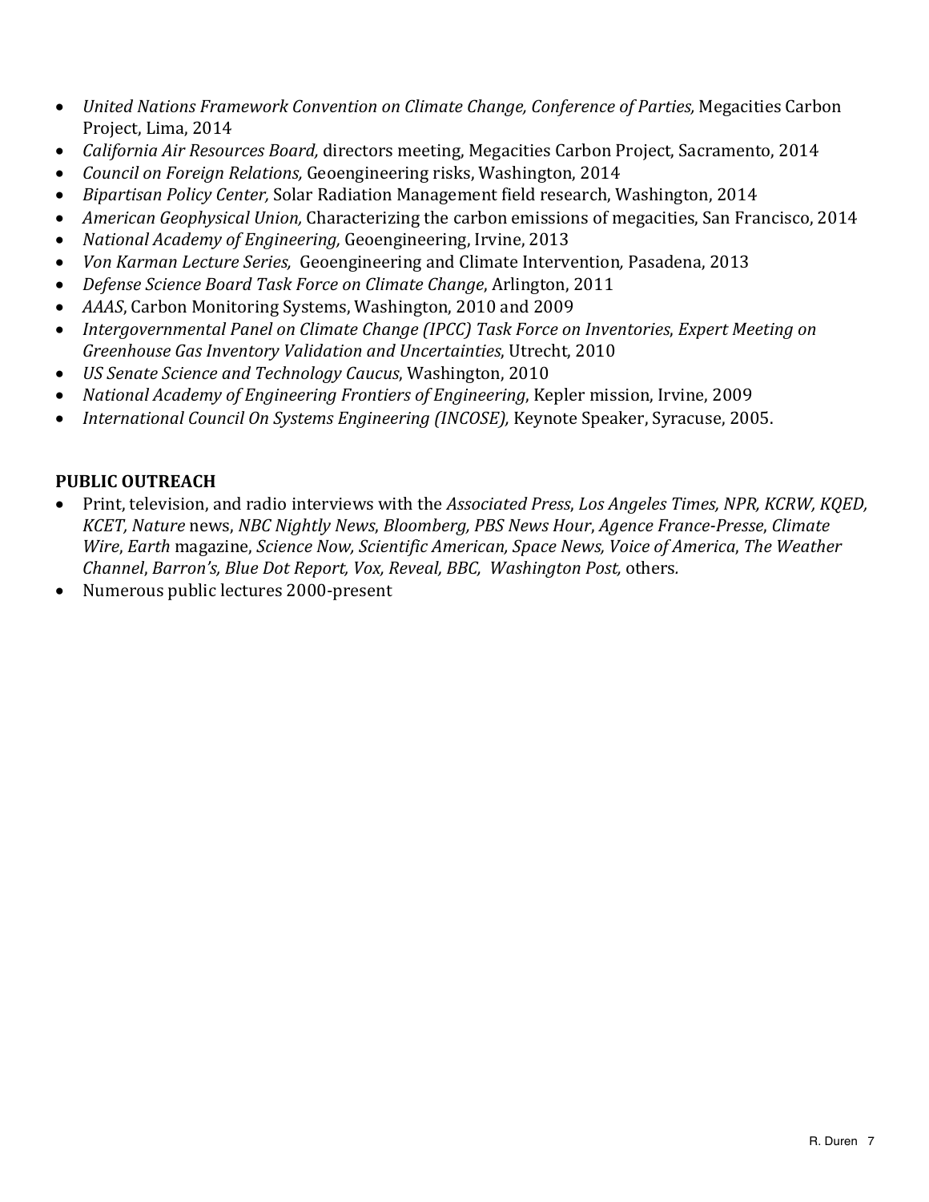- *United Nations Framework Convention on Climate Change, Conference of Parties,* Megacities Carbon Project, Lima, 2014
- *California Air Resources Board,* directors meeting, Megacities Carbon Project, Sacramento, 2014
- *Council on Foreign Relations,* Geoengineering risks, Washington, 2014
- *Bipartisan Policy Center,* Solar Radiation Management field research, Washington, 2014
- *American Geophysical Union,* Characterizing the carbon emissions of megacities, San Francisco, 2014
- *National Academy of Engineering,* Geoengineering, Irvine, 2013
- *Von Karman Lecture Series,* Geoengineering and Climate Intervention*,* Pasadena, 2013
- *Defense Science Board Task Force on Climate Change*, Arlington, 2011
- *AAAS*, Carbon Monitoring Systems, Washington, 2010 and 2009
- *Intergovernmental Panel on Climate Change (IPCC) Task Force on Inventories*, *Expert Meeting on Greenhouse Gas Inventory Validation and Uncertainties*, Utrecht, 2010
- *US Senate Science and Technology Caucus*, Washington, 2010
- *National Academy of Engineering Frontiers of Engineering*, Kepler mission, Irvine, 2009
- *International Council On Systems Engineering (INCOSE),* Keynote Speaker, Syracuse, 2005.

**PUBLIC OUTREACH**

- Print, television, and radio interviews with the *Associated Press*, *Los Angeles Times, NPR, KCRW, KQED, KCET, Nature* news, *NBC Nightly News*, *Bloomberg, PBS News Hour*, *Agence France-Presse*, *Climate Wire*, *Earth* magazine, *Science Now, Scientific American, Space News, Voice of America*, *The Weather Channel*, *Barron's, Blue Dot Report, Vox, Reveal, BBC, Washington Post,* others*.*
- Numerous public lectures 2000-present